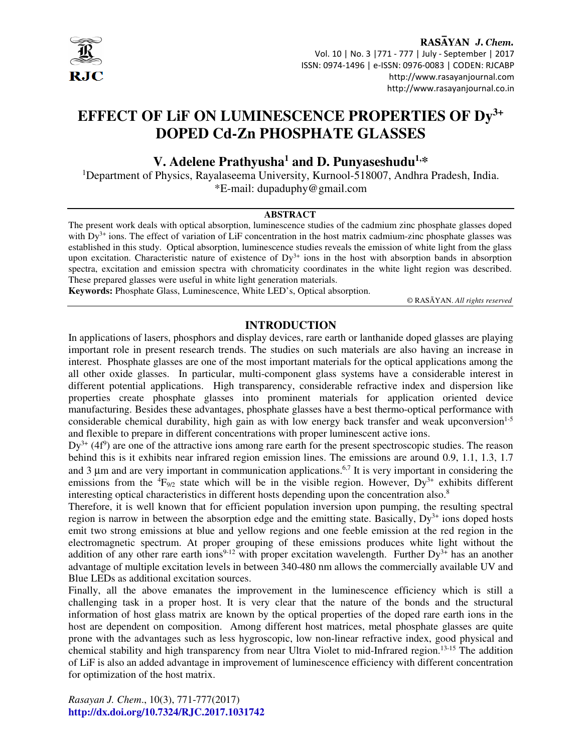# EFFECT OF LiF ON LUMINESCENCE PROPERTIES OF $Dy^{3+}$ DOPED Cd-Zn PHOSPHATE GLASSES

**V. Adelene Prathyusha[1] and D. Punyaseshudu[1,*]**

[1]Department of Physics, Rayalaseema University, Kurnool-518007, Andhra Pradesh, India.

*E-mail: dupaduphy@gmail.com

## ABSTRACT

The present work deals with optical absorption, luminescence studies of the cadmium zinc phosphate glasses doped with $Dy^{3+}$ ions. The effect of variation of LiF concentration in the host matrix cadmium-zinc phosphate glasses was established in this study. Optical absorption, luminescence studies reveals the emission of white light from the glass upon excitation. Characteristic nature of existence of $Dy^{3+}$ ions in the host with absorption bands in absorption spectra, excitation and emission spectra with chromaticity coordinates in the white light region was described. These prepared glasses were useful in white light generation materials.

**Keywords:** Phosphate Glass, Luminescence, White LED's, Optical absorption.

© RASĀYAN. *All rights reserved*

## INTRODUCTION

In applications of lasers, phosphors and display devices, rare earth or lanthanide doped glasses are playing important role in present research trends. The studies on such materials are also having an increase in interest. Phosphate glasses are one of the most important materials for the optical applications among the all other oxide glasses. In particular, multi-component glass systems have a considerable interest in different potential applications. High transparency, considerable refractive index and dispersion like properties create phosphate glasses into prominent materials for application oriented device manufacturing. Besides these advantages, phosphate glasses have a best thermo-optical performance with considerable chemical durability, high gain as with low energy back transfer and weak upconversion[1-5] and flexible to prepare in different concentrations with proper luminescent active ions.

$Dy^{3+}$ ($4f^9$) are one of the attractive ions among rare earth for the present spectroscopic studies. The reason behind this is it exhibits near infrared region emission lines. The emissions are around 0.9, 1.1, 1.3, 1.7 and 3 µm and are very important in communication applications.[6,7] It is very important in considering the emissions from the $^4F_{9/2}$ state which will be in the visible region. However, $Dy^{3+}$ exhibits different interesting optical characteristics in different hosts depending upon the concentration also.[8]

Therefore, it is well known that for efficient population inversion upon pumping, the resulting spectral region is narrow in between the absorption edge and the emitting state. Basically, $Dy^{3+}$ ions doped hosts emit two strong emissions at blue and yellow regions and one feeble emission at the red region in the electromagnetic spectrum. At proper grouping of these emissions produces white light without the addition of any other rare earth ions[9-12] with proper excitation wavelength. Further $Dy^{3+}$ has an another advantage of multiple excitation levels in between 340-480 nm allows the commercially available UV and Blue LEDs as additional excitation sources.

Finally, all the above emanates the improvement in the luminescence efficiency which is still a challenging task in a proper host. It is very clear that the nature of the bonds and the structural information of host glass matrix are known by the optical properties of the doped rare earth ions in the host are dependent on composition. Among different host matrices, metal phosphate glasses are quite prone with the advantages such as less hygroscopic, low non-linear refractive index, good physical and chemical stability and high transparency from near Ultra Violet to mid-Infrared region.[13-15] The addition of LiF is also an added advantage in improvement of luminescence efficiency with different concentration for optimization of the host matrix.

*Rasayan J. Chem.*, 10(3), 771-777(2017)
**http://dx.doi.org/10.7324/RJC.2017.1031742**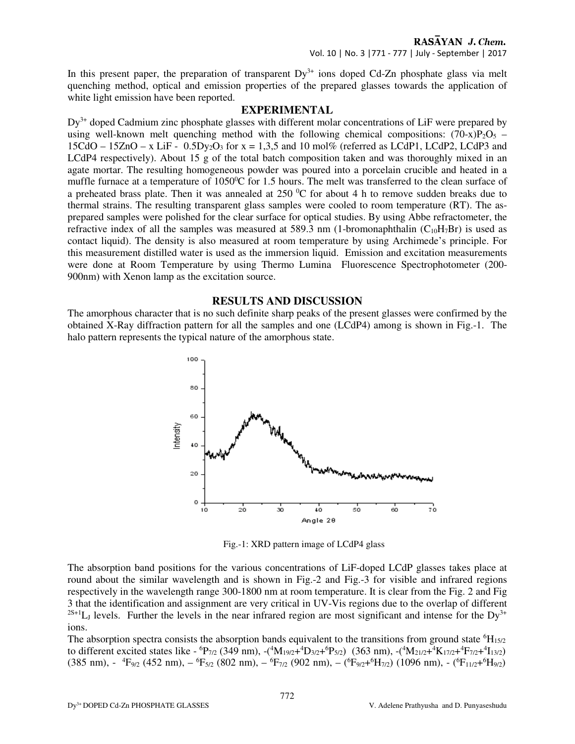In this present paper, the preparation of transparent $Dy^{3+}$ ions doped Cd-Zn phosphate glass via melt quenching method, optical and emission properties of the prepared glasses towards the application of white light emission have been reported.

## EXPERIMENTAL

$Dy^{3+}$ doped Cadmium zinc phosphate glasses with different molar concentrations of LiF were prepared by using well-known melt quenching method with the following chemical compositions: $(70\text{-x})P_2O_5$ – 15CdO – 15ZnO – x LiF - $0.5Dy_2O_3$ for x = 1,3,5 and 10 mol% (referred as LCdP1, LCdP2, LCdP3 and LCdP4 respectively). About 15 g of the total batch composition taken and was thoroughly mixed in an agate mortar. The resulting homogeneous powder was poured into a porcelain crucible and heated in a muffle furnace at a temperature of $1050^0$C for 1.5 hours. The melt was transferred to the clean surface of a preheated brass plate. Then it was annealed at 250 $^0$C for about 4 h to remove sudden breaks due to thermal strains. The resulting transparent glass samples were cooled to room temperature (RT). The as-prepared samples were polished for the clear surface for optical studies. By using Abbe refractometer, the refractive index of all the samples was measured at 589.3 nm (1-bromonaphthalin ($C_{10}H_7Br$) is used as contact liquid). The density is also measured at room temperature by using Archimede's principle. For this measurement distilled water is used as the immersion liquid. Emission and excitation measurements were done at Room Temperature by using Thermo Lumina Fluorescence Spectrophotometer (200-900nm) with Xenon lamp as the excitation source.

## RESULTS AND DISCUSSION

The amorphous character that is no such definite sharp peaks of the present glasses were confirmed by the obtained X-Ray diffraction pattern for all the samples and one (LCdP4) among is shown in Fig.-1. The halo pattern represents the typical nature of the amorphous state.

Fig.-1: XRD pattern image of LCdP4 glass

The absorption band positions for the various concentrations of LiF-doped LCdP glasses takes place at round about the similar wavelength and is shown in Fig.-2 and Fig.-3 for visible and infrared regions respectively in the wavelength range 300-1800 nm at room temperature. It is clear from the Fig. 2 and Fig 3 that the identification and assignment are very critical in UV-Vis regions due to the overlap of different $^{2S+1}L_J$ levels. Further the levels in the near infrared region are most significant and intense for the $Dy^{3+}$ ions.

The absorption spectra consists the absorption bands equivalent to the transitions from ground state $^6H_{15/2}$ to different excited states like - $^6P_{7/2}$ (349 nm), -($^4M_{19/2}$+$^4D_{3/2}$+$^6P_{5/2}$) (363 nm), -($^4M_{21/2}$+$^4K_{17/2}$+$^4F_{7/2}$+$^4I_{13/2}$) (385 nm), - $^4F_{9/2}$ (452 nm), – $^6F_{5/2}$ (802 nm), – $^6F_{7/2}$ (902 nm), – ($^6F_{9/2}$+$^6H_{7/2}$) (1096 nm), - ($^6F_{11/2}$+$^6H_{9/2}$)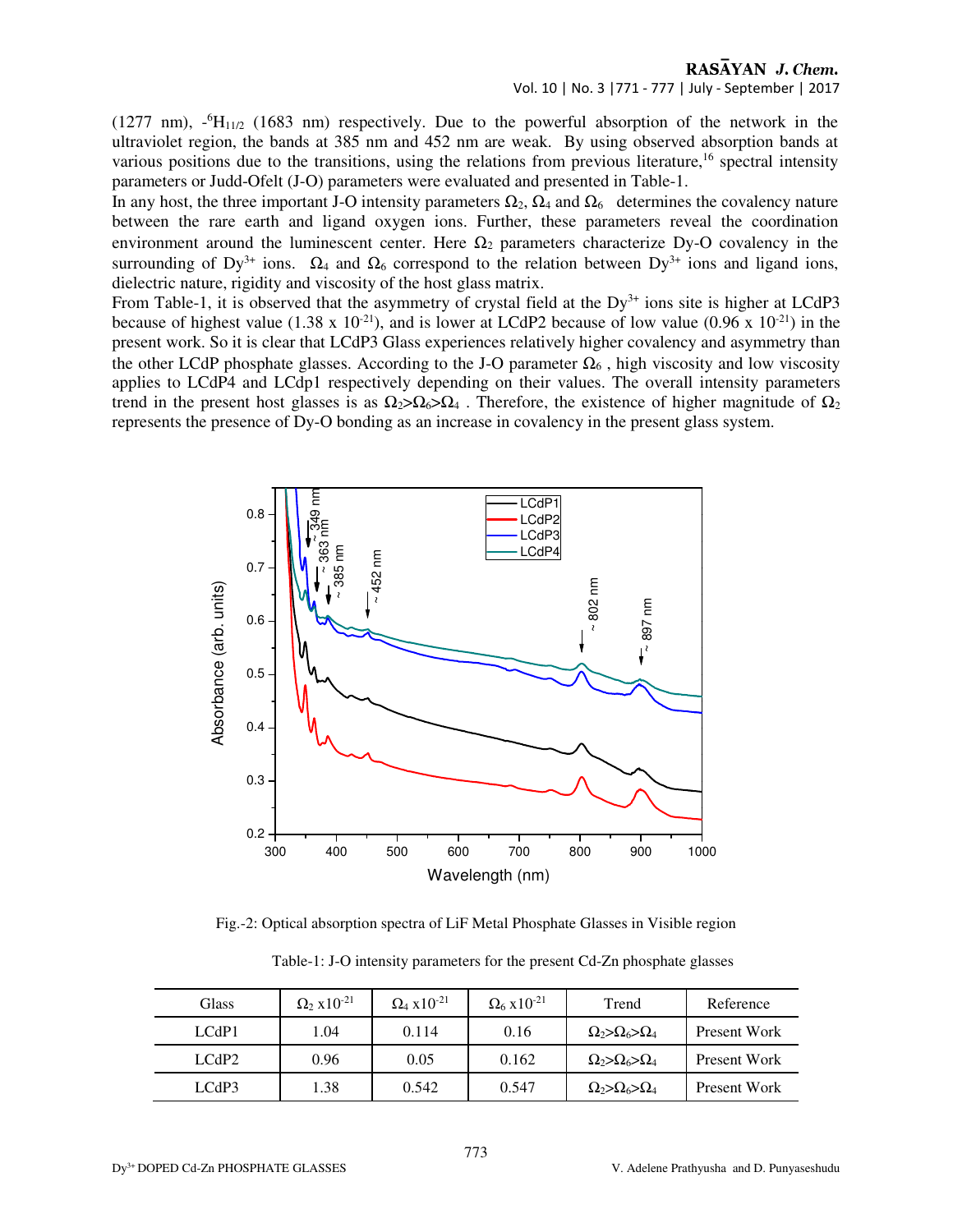(1277 nm), -$^6H_{11/2}$ (1683 nm) respectively. Due to the powerful absorption of the network in the ultraviolet region, the bands at 385 nm and 452 nm are weak. By using observed absorption bands at various positions due to the transitions, using the relations from previous literature,[16] spectral intensity parameters or Judd-Ofelt (J-O) parameters were evaluated and presented in Table-1.

In any host, the three important J-O intensity parameters $\Omega_2$, $\Omega_4$ and $\Omega_6$ determines the covalency nature between the rare earth and ligand oxygen ions. Further, these parameters reveal the coordination environment around the luminescent center. Here $\Omega_2$ parameters characterize Dy-O covalency in the surrounding of $Dy^{3+}$ ions. $\Omega_4$ and $\Omega_6$ correspond to the relation between $Dy^{3+}$ ions and ligand ions, dielectric nature, rigidity and viscosity of the host glass matrix.

From Table-1, it is observed that the asymmetry of crystal field at the $Dy^{3+}$ ions site is higher at LCdP3 because of highest value (1.38 x $10^{-21}$), and is lower at LCdP2 because of low value (0.96 x $10^{-21}$) in the present work. So it is clear that LCdP3 Glass experiences relatively higher covalency and asymmetry than the other LCdP phosphate glasses. According to the J-O parameter $\Omega_6$ , high viscosity and low viscosity applies to LCdP4 and LCdp1 respectively depending on their values. The overall intensity parameters trend in the present host glasses is as $\Omega_2 > \Omega_6 > \Omega_4$ . Therefore, the existence of higher magnitude of $\Omega_2$ represents the presence of Dy-O bonding as an increase in covalency in the present glass system.

Fig.-2: Optical absorption spectra of LiF Metal Phosphate Glasses in Visible region

Table-1: J-O intensity parameters for the present Cd-Zn phosphate glasses

| Glass | $\Omega_2$ x$10^{-21}$ | $\Omega_4$ x$10^{-21}$ | $\Omega_6$ x$10^{-21}$ | Trend | Reference |
|---|---|---|---|---|---|
| LCdP1 | 1.04 | 0.114 | 0.16 | $\Omega_2 > \Omega_6 > \Omega_4$ | Present Work |
| LCdP2 | 0.96 | 0.05 | 0.162 | $\Omega_2 > \Omega_6 > \Omega_4$ | Present Work |
| LCdP3 | 1.38 | 0.542 | 0.547 | $\Omega_2 > \Omega_6 > \Omega_4$ | Present Work |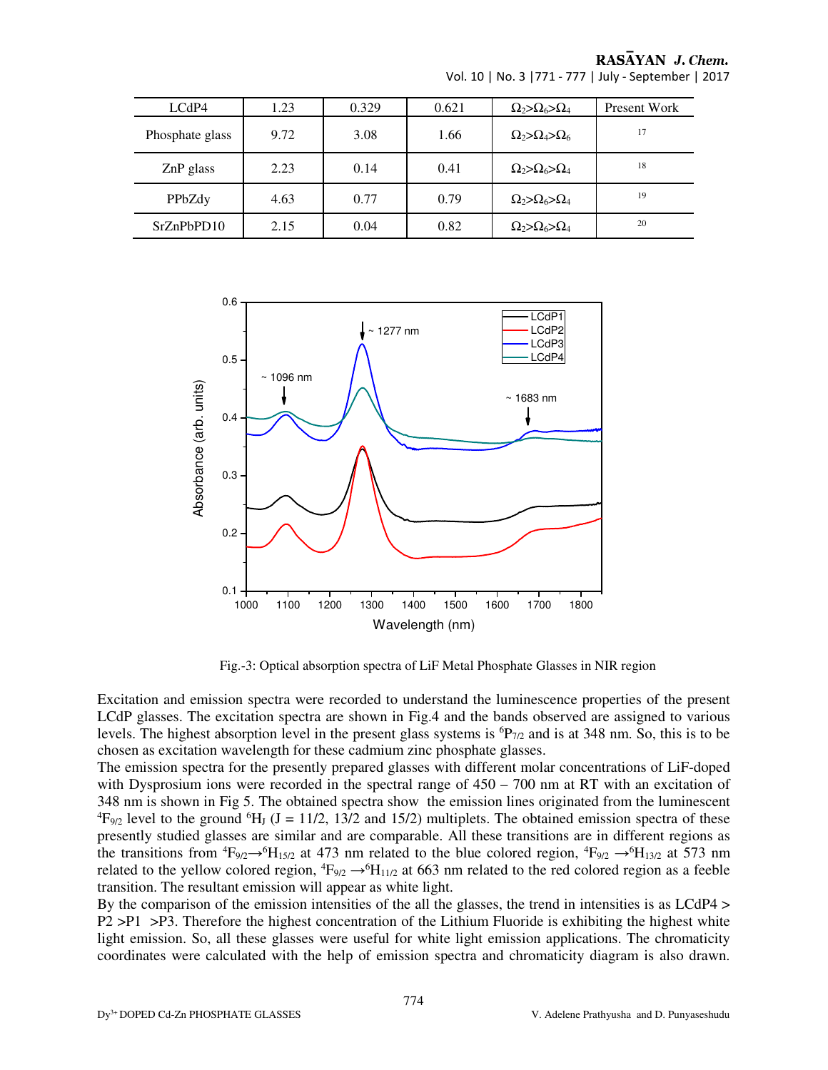| LCdP4 | 1.23 | 0.329 | 0.621 | $\Omega_2>\Omega_6>\Omega_4$ | Present Work |
|---|---|---|---|---|---|
| Phosphate glass | 9.72 | 3.08 | 1.66 | $\Omega_2>\Omega_4>\Omega_6$ | [17] |
| ZnP glass | 2.23 | 0.14 | 0.41 | $\Omega_2>\Omega_6>\Omega_4$ | [18] |
| PPbZdy | 4.63 | 0.77 | 0.79 | $\Omega_2>\Omega_6>\Omega_4$ | [19] |
| SrZnPbPD10 | 2.15 | 0.04 | 0.82 | $\Omega_2>\Omega_6>\Omega_4$ | [20] |

Fig.-3: Optical absorption spectra of LiF Metal Phosphate Glasses in NIR region

Excitation and emission spectra were recorded to understand the luminescence properties of the present LCdP glasses. The excitation spectra are shown in Fig.4 and the bands observed are assigned to various levels. The highest absorption level in the present glass systems is $^6P_{7/2}$ and is at 348 nm. So, this is to be chosen as excitation wavelength for these cadmium zinc phosphate glasses.

The emission spectra for the presently prepared glasses with different molar concentrations of LiF-doped with Dysprosium ions were recorded in the spectral range of 450 – 700 nm at RT with an excitation of 348 nm is shown in Fig 5. The obtained spectra show the emission lines originated from the luminescent $^4F_{9/2}$ level to the ground $^6H_J$ (J = 11/2, 13/2 and 15/2) multiplets. The obtained emission spectra of these presently studied glasses are similar and are comparable. All these transitions are in different regions as the transitions from $^4F_{9/2}\rightarrow{}^6H_{15/2}$ at 473 nm related to the blue colored region, $^4F_{9/2}\rightarrow{}^6H_{13/2}$ at 573 nm related to the yellow colored region, $^4F_{9/2}\rightarrow{}^6H_{11/2}$ at 663 nm related to the red colored region as a feeble transition. The resultant emission will appear as white light.

By the comparison of the emission intensities of the all the glasses, the trend in intensities is as LCdP4 > P2 >P1 >P3. Therefore the highest concentration of the Lithium Fluoride is exhibiting the highest white light emission. So, all these glasses were useful for white light emission applications. The chromaticity coordinates were calculated with the help of emission spectra and chromaticity diagram is also drawn.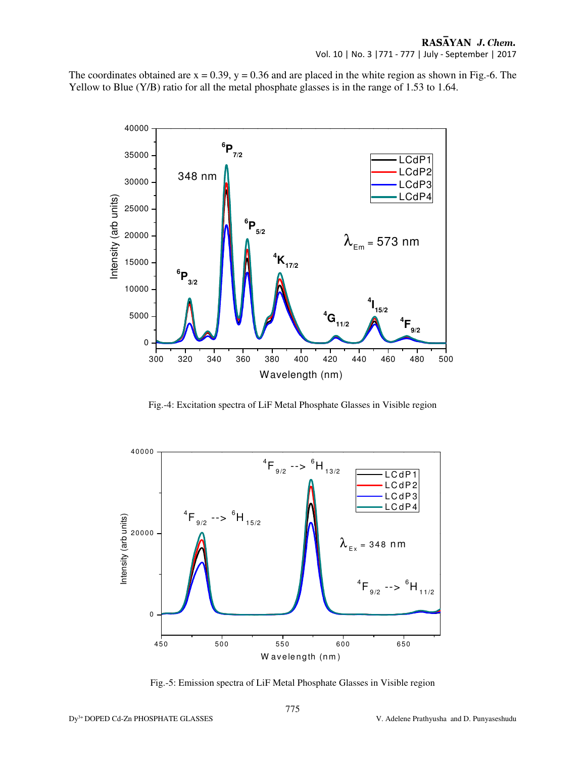The coordinates obtained are x = 0.39, y = 0.36 and are placed in the white region as shown in Fig.-6. The Yellow to Blue (Y/B) ratio for all the metal phosphate glasses is in the range of 1.53 to 1.64.

Fig.-4: Excitation spectra of LiF Metal Phosphate Glasses in Visible region

Fig.-5: Emission spectra of LiF Metal Phosphate Glasses in Visible region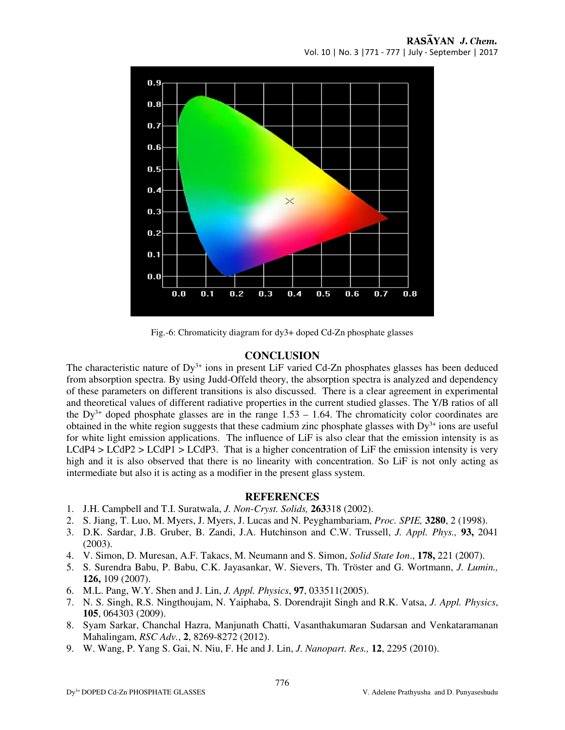Fig.-6: Chromaticity diagram for dy3+ doped Cd-Zn phosphate glasses

## CONCLUSION

The characteristic nature of $Dy^{3+}$ ions in present LiF varied Cd-Zn phosphates glasses has been deduced from absorption spectra. By using Judd-Offeld theory, the absorption spectra is analyzed and dependency of these parameters on different transitions is also discussed. There is a clear agreement in experimental and theoretical values of different radiative properties in the current studied glasses. The Y/B ratios of all the $Dy^{3+}$ doped phosphate glasses are in the range 1.53 – 1.64. The chromaticity color coordinates are obtained in the white region suggests that these cadmium zinc phosphate glasses with $Dy^{3+}$ ions are useful for white light emission applications. The influence of LiF is also clear that the emission intensity is as LCdP4 > LCdP2 > LCdP1 > LCdP3. That is a higher concentration of LiF the emission intensity is very high and it is also observed that there is no linearity with concentration. So LiF is not only acting as intermediate but also it is acting as a modifier in the present glass system.

## REFERENCES

1. J.H. Campbell and T.I. Suratwala, *J. Non-Cryst. Solids,* **263**318 (2002).
2. S. Jiang, T. Luo, M. Myers, J. Myers, J. Lucas and N. Peyghambariam, *Proc. SPIE,* **3280**, 2 (1998).
3. D.K. Sardar, J.B. Gruber, B. Zandi, J.A. Hutchinson and C.W. Trussell, *J. Appl. Phys.,* **93,** 2041 (2003).
4. V. Simon, D. Muresan, A.F. Takacs, M. Neumann and S. Simon, *Solid State Ion*., **178,** 221 (2007).
5. S. Surendra Babu, P. Babu, C.K. Jayasankar, W. Sievers, Th. Tröster and G. Wortmann, *J. Lumin.,* **126,** 109 (2007).
6. M.L. Pang, W.Y. Shen and J. Lin, *J. Appl. Physics*, **97**, 033511(2005).
7. N. S. Singh, R.S. Ningthoujam, N. Yaiphaba, S. Dorendrajit Singh and R.K. Vatsa, *J. Appl. Physics*, **105**, 064303 (2009).
8. Syam Sarkar, Chanchal Hazra, Manjunath Chatti, Vasanthakumaran Sudarsan and Venkataramanan Mahalingam, *RSC Adv.*, **2**, 8269-8272 (2012).
9. W. Wang, P. Yang S. Gai, N. Niu, F. He and J. Lin, *J. Nanopart. Res.,* **12**, 2295 (2010).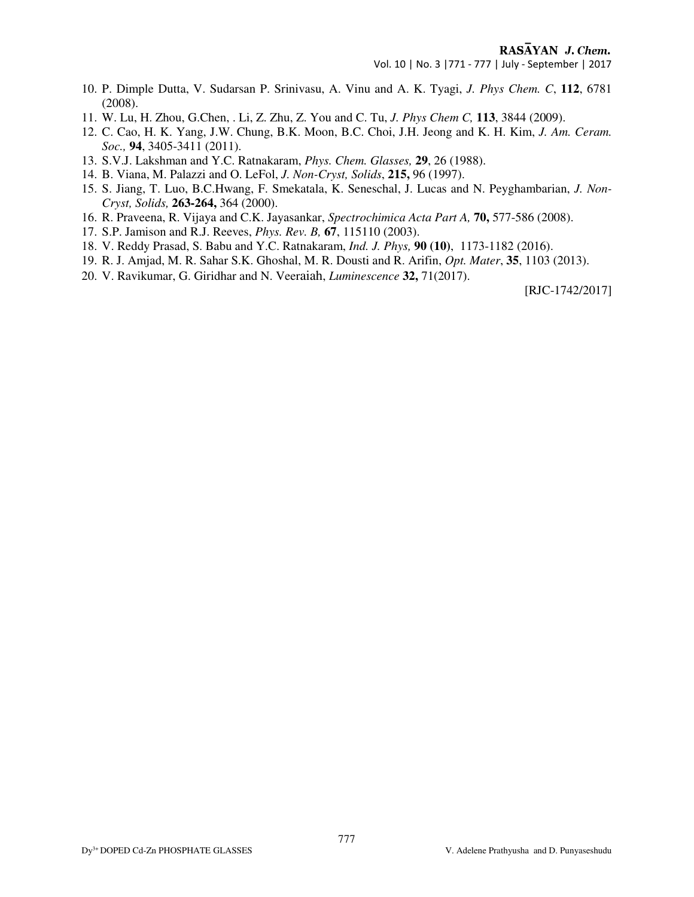10. P. Dimple Dutta, V. Sudarsan P. Srinivasu, A. Vinu and A. K. Tyagi, *J. Phys Chem. C*, **112**, 6781 (2008).
11. W. Lu, H. Zhou, G.Chen, . Li, Z. Zhu, Z. You and C. Tu, *J. Phys Chem C,* **113**, 3844 (2009).
12. C. Cao, H. K. Yang, J.W. Chung, B.K. Moon, B.C. Choi, J.H. Jeong and K. H. Kim, *J. Am. Ceram. Soc.,* **94**, 3405-3411 (2011).
13. S.V.J. Lakshman and Y.C. Ratnakaram, *Phys. Chem. Glasses,* **29**, 26 (1988).
14. B. Viana, M. Palazzi and O. LeFol, *J. Non-Cryst, Solids*, **215,** 96 (1997).
15. S. Jiang, T. Luo, B.C.Hwang, F. Smekatala, K. Seneschal, J. Lucas and N. Peyghambarian, *J. Non-Cryst, Solids,* **263-264,** 364 (2000).
16. R. Praveena, R. Vijaya and C.K. Jayasankar, *Spectrochimica Acta Part A,* **70,** 577-586 (2008).
17. S.P. Jamison and R.J. Reeves, *Phys. Rev. B,* **67**, 115110 (2003).
18. V. Reddy Prasad, S. Babu and Y.C. Ratnakaram, *Ind. J. Phys,* **90 (10)**, 1173-1182 (2016).
19. R. J. Amjad, M. R. Sahar S.K. Ghoshal, M. R. Dousti and R. Arifin, *Opt. Mater*, **35**, 1103 (2013).
20. V. Ravikumar, G. Giridhar and N. Veeraiah, *Luminescence* **32,** 71(2017).

[RJC-1742/2017]